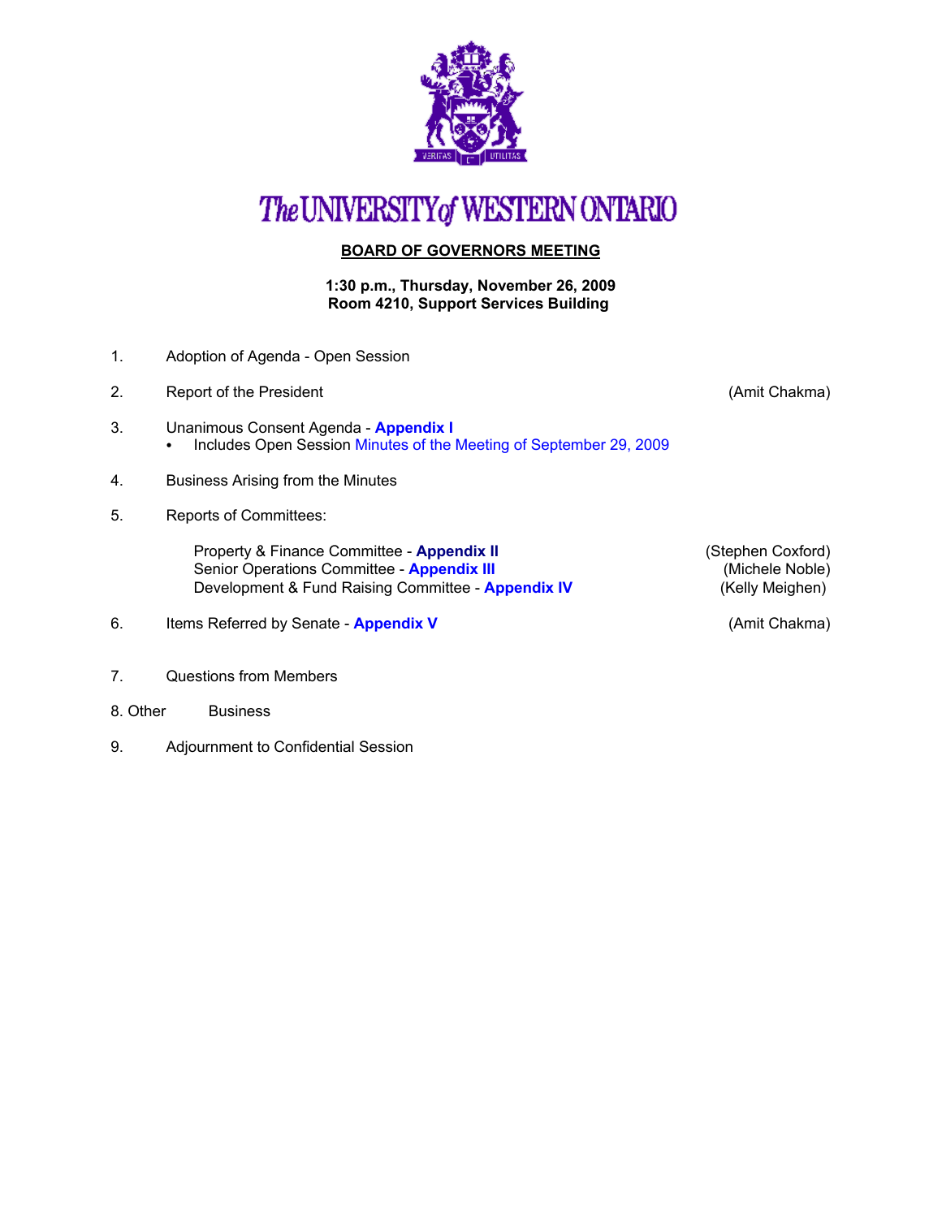# The UNIVERSITY of WESTERN ONTARIO

## BOARD OF GOVERNORS MEETING

**1:30 p.m., Thursday, November 26, 2009**
**Room 4210, Support Services Building**

1. Adoption of Agenda - Open Session

2. Report of the President (Amit Chakma)

3. Unanimous Consent Agenda - **Appendix I**
   - Includes Open Session Minutes of the Meeting of September 29, 2009

4. Business Arising from the Minutes

5. Reports of Committees:

   Property & Finance Committee - **Appendix II** (Stephen Coxford)
   Senior Operations Committee - **Appendix III** (Michele Noble)
   Development & Fund Raising Committee - **Appendix IV** (Kelly Meighen)

6. Items Referred by Senate - **Appendix V** (Amit Chakma)

7. Questions from Members

8. Other Business

9. Adjournment to Confidential Session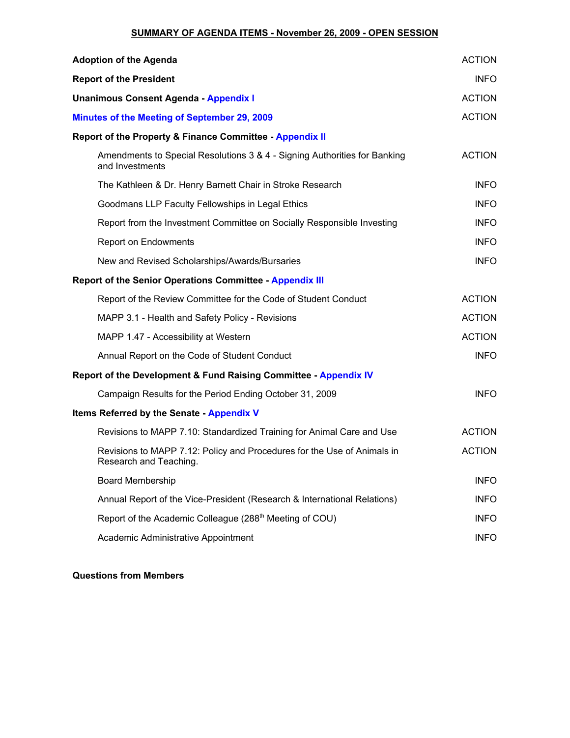## SUMMARY OF AGENDA ITEMS - November 26, 2009 - OPEN SESSION

| | |
|---|---|
| **Adoption of the Agenda** | ACTION |
| **Report of the President** | INFO |
| **Unanimous Consent Agenda - Appendix I** | ACTION |
| **Minutes of the Meeting of September 29, 2009** | ACTION |
| **Report of the Property & Finance Committee - Appendix II** | |
| Amendments to Special Resolutions 3 & 4 - Signing Authorities for Banking and Investments | ACTION |
| The Kathleen & Dr. Henry Barnett Chair in Stroke Research | INFO |
| Goodmans LLP Faculty Fellowships in Legal Ethics | INFO |
| Report from the Investment Committee on Socially Responsible Investing | INFO |
| Report on Endowments | INFO |
| New and Revised Scholarships/Awards/Bursaries | INFO |
| **Report of the Senior Operations Committee - Appendix III** | |
| Report of the Review Committee for the Code of Student Conduct | ACTION |
| MAPP 3.1 - Health and Safety Policy - Revisions | ACTION |
| MAPP 1.47 - Accessibility at Western | ACTION |
| Annual Report on the Code of Student Conduct | INFO |
| **Report of the Development & Fund Raising Committee - Appendix IV** | |
| Campaign Results for the Period Ending October 31, 2009 | INFO |
| **Items Referred by the Senate - Appendix V** | |
| Revisions to MAPP 7.10: Standardized Training for Animal Care and Use | ACTION |
| Revisions to MAPP 7.12: Policy and Procedures for the Use of Animals in Research and Teaching. | ACTION |
| Board Membership | INFO |
| Annual Report of the Vice-President (Research & International Relations) | INFO |
| Report of the Academic Colleague (288th Meeting of COU) | INFO |
| Academic Administrative Appointment | INFO |

**Questions from Members**